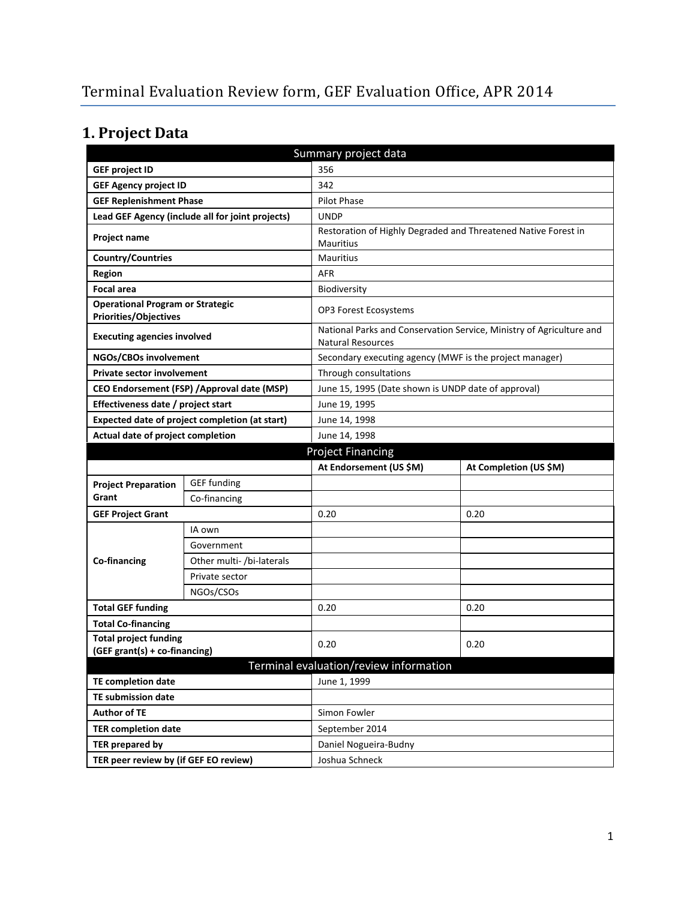# Terminal Evaluation Review form, GEF Evaluation Office, APR 2014

## 1. Project Data

| Summary project data | | | |
|---|---|---|---|
| **GEF project ID** | | 356 | |
| **GEF Agency project ID** | | 342 | |
| **GEF Replenishment Phase** | | Pilot Phase | |
| **Lead GEF Agency (include all for joint projects)** | | UNDP | |
| **Project name** | | Restoration of Highly Degraded and Threatened Native Forest in Mauritius | |
| **Country/Countries** | | Mauritius | |
| **Region** | | AFR | |
| **Focal area** | | Biodiversity | |
| **Operational Program or Strategic Priorities/Objectives** | | OP3 Forest Ecosystems | |
| **Executing agencies involved** | | National Parks and Conservation Service, Ministry of Agriculture and Natural Resources | |
| **NGOs/CBOs involvement** | | Secondary executing agency (MWF is the project manager) | |
| **Private sector involvement** | | Through consultations | |
| **CEO Endorsement (FSP) /Approval date (MSP)** | | June 15, 1995 (Date shown is UNDP date of approval) | |
| **Effectiveness date / project start** | | June 19, 1995 | |
| **Expected date of project completion (at start)** | | June 14, 1998 | |
| **Actual date of project completion** | | June 14, 1998 | |
| **Project Financing** | | | |
| | | **At Endorsement (US $M)** | **At Completion (US $M)** |
| **Project Preparation Grant** | GEF funding | | |
| | Co-financing | | |
| **GEF Project Grant** | | 0.20 | 0.20 |
| **Co-financing** | IA own | | |
| | Government | | |
| | Other multi- /bi-laterals | | |
| | Private sector | | |
| | NGOs/CSOs | | |
| **Total GEF funding** | | 0.20 | 0.20 |
| **Total Co-financing** | | | |
| **Total project funding (GEF grant(s) + co-financing)** | | 0.20 | 0.20 |
| **Terminal evaluation/review information** | | | |
| **TE completion date** | | June 1, 1999 | |
| **TE submission date** | | | |
| **Author of TE** | | Simon Fowler | |
| **TER completion date** | | September 2014 | |
| **TER prepared by** | | Daniel Nogueira-Budny | |
| **TER peer review by (if GEF EO review)** | | Joshua Schneck | |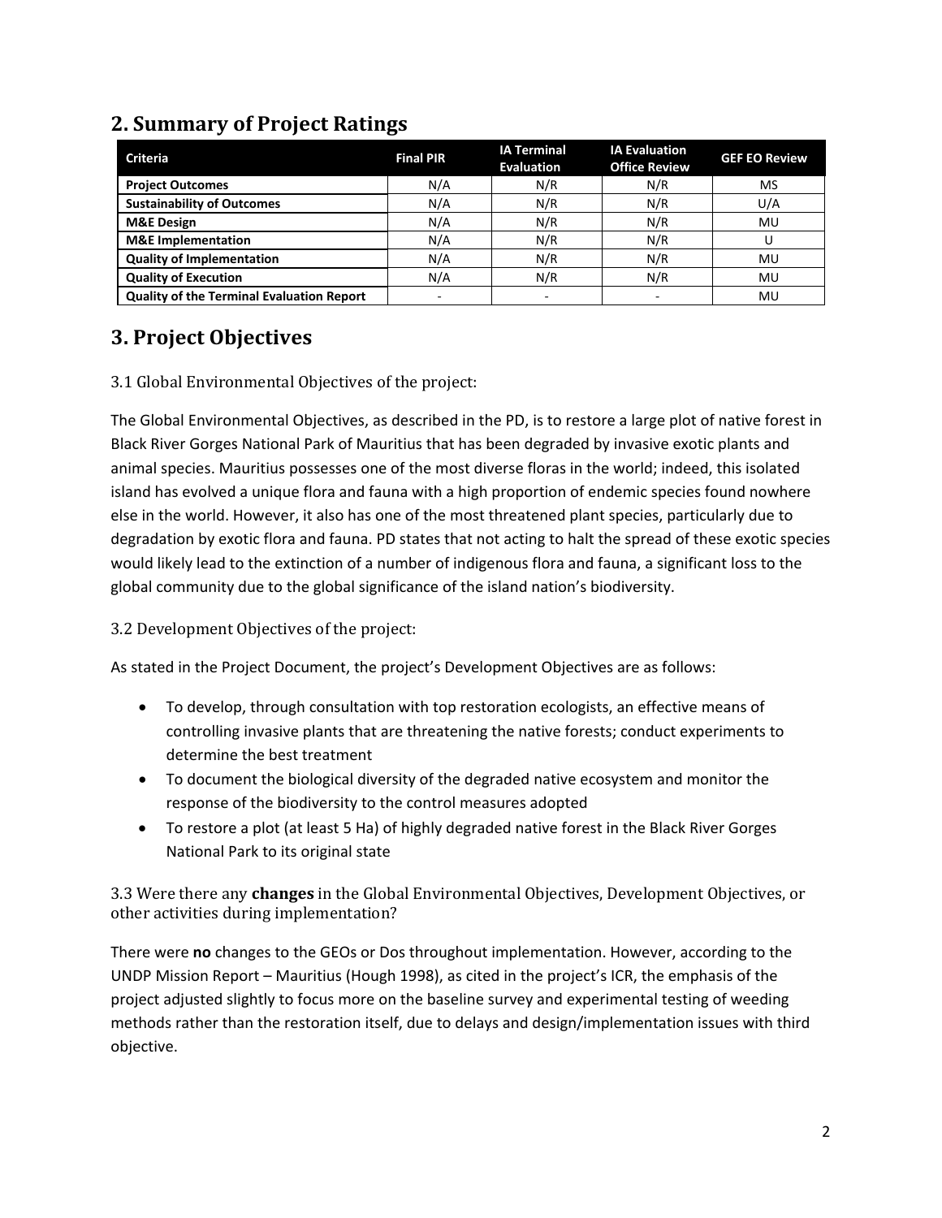## 2. Summary of Project Ratings

| Criteria | Final PIR | IA Terminal Evaluation | IA Evaluation Office Review | GEF EO Review |
|---|---|---|---|---|
| **Project Outcomes** | N/A | N/R | N/R | MS |
| **Sustainability of Outcomes** | N/A | N/R | N/R | U/A |
| **M&E Design** | N/A | N/R | N/R | MU |
| **M&E Implementation** | N/A | N/R | N/R | U |
| **Quality of Implementation** | N/A | N/R | N/R | MU |
| **Quality of Execution** | N/A | N/R | N/R | MU |
| **Quality of the Terminal Evaluation Report** | - | - | - | MU |

## 3. Project Objectives

### 3.1 Global Environmental Objectives of the project:

The Global Environmental Objectives, as described in the PD, is to restore a large plot of native forest in Black River Gorges National Park of Mauritius that has been degraded by invasive exotic plants and animal species. Mauritius possesses one of the most diverse floras in the world; indeed, this isolated island has evolved a unique flora and fauna with a high proportion of endemic species found nowhere else in the world. However, it also has one of the most threatened plant species, particularly due to degradation by exotic flora and fauna. PD states that not acting to halt the spread of these exotic species would likely lead to the extinction of a number of indigenous flora and fauna, a significant loss to the global community due to the global significance of the island nation's biodiversity.

### 3.2 Development Objectives of the project:

As stated in the Project Document, the project's Development Objectives are as follows:

- To develop, through consultation with top restoration ecologists, an effective means of controlling invasive plants that are threatening the native forests; conduct experiments to determine the best treatment
- To document the biological diversity of the degraded native ecosystem and monitor the response of the biodiversity to the control measures adopted
- To restore a plot (at least 5 Ha) of highly degraded native forest in the Black River Gorges National Park to its original state

### 3.3 Were there any **changes** in the Global Environmental Objectives, Development Objectives, or other activities during implementation?

There were **no** changes to the GEOs or Dos throughout implementation. However, according to the UNDP Mission Report – Mauritius (Hough 1998), as cited in the project's ICR, the emphasis of the project adjusted slightly to focus more on the baseline survey and experimental testing of weeding methods rather than the restoration itself, due to delays and design/implementation issues with third objective.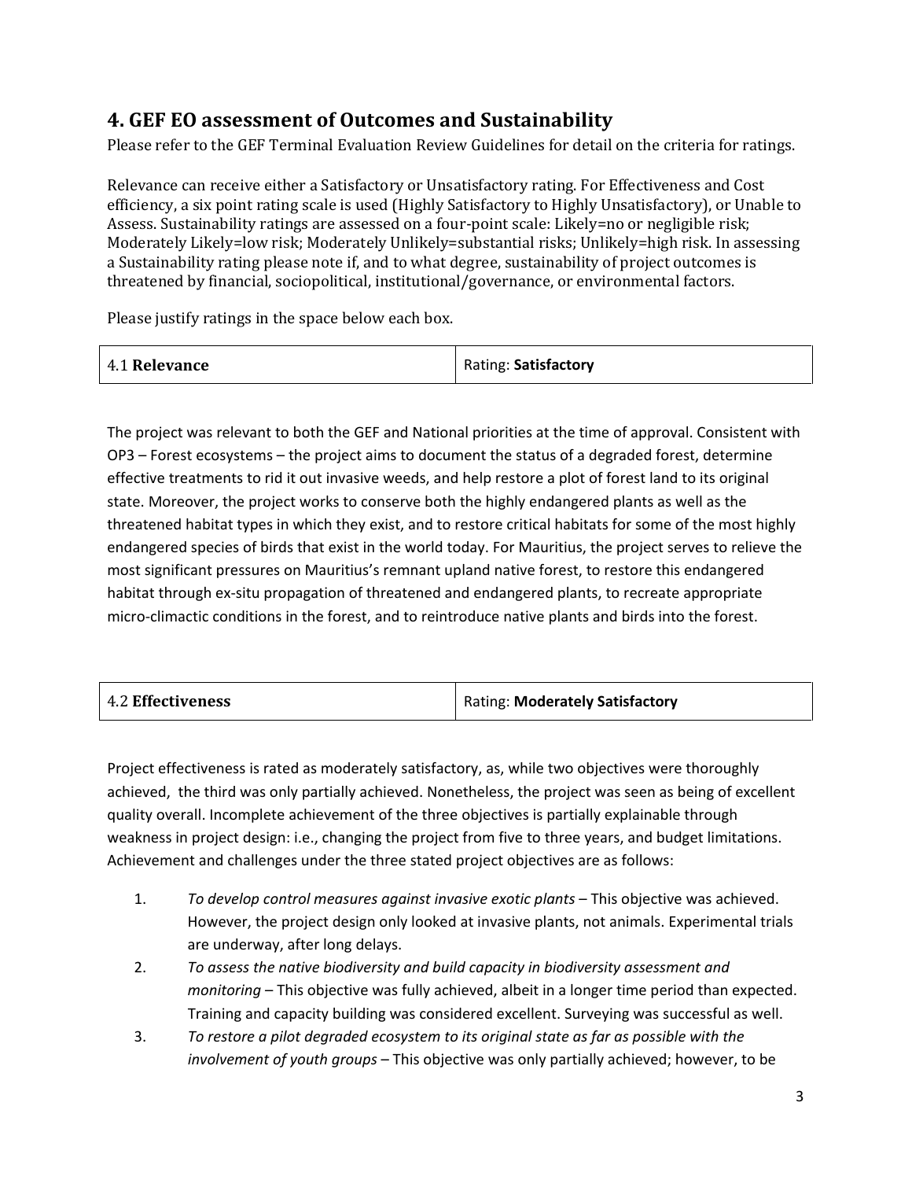## 4. GEF EO assessment of Outcomes and Sustainability

Please refer to the GEF Terminal Evaluation Review Guidelines for detail on the criteria for ratings.

Relevance can receive either a Satisfactory or Unsatisfactory rating. For Effectiveness and Cost efficiency, a six point rating scale is used (Highly Satisfactory to Highly Unsatisfactory), or Unable to Assess. Sustainability ratings are assessed on a four-point scale: Likely=no or negligible risk; Moderately Likely=low risk; Moderately Unlikely=substantial risks; Unlikely=high risk. In assessing a Sustainability rating please note if, and to what degree, sustainability of project outcomes is threatened by financial, sociopolitical, institutional/governance, or environmental factors.

Please justify ratings in the space below each box.

| 4.1 **Relevance** | Rating: **Satisfactory** |
|---|---|

The project was relevant to both the GEF and National priorities at the time of approval. Consistent with OP3 – Forest ecosystems – the project aims to document the status of a degraded forest, determine effective treatments to rid it out invasive weeds, and help restore a plot of forest land to its original state. Moreover, the project works to conserve both the highly endangered plants as well as the threatened habitat types in which they exist, and to restore critical habitats for some of the most highly endangered species of birds that exist in the world today. For Mauritius, the project serves to relieve the most significant pressures on Mauritius's remnant upland native forest, to restore this endangered habitat through ex-situ propagation of threatened and endangered plants, to recreate appropriate micro-climactic conditions in the forest, and to reintroduce native plants and birds into the forest.

| 4.2 **Effectiveness** | Rating: **Moderately Satisfactory** |
|---|---|

Project effectiveness is rated as moderately satisfactory, as, while two objectives were thoroughly achieved, the third was only partially achieved. Nonetheless, the project was seen as being of excellent quality overall. Incomplete achievement of the three objectives is partially explainable through weakness in project design: i.e., changing the project from five to three years, and budget limitations. Achievement and challenges under the three stated project objectives are as follows:

1. *To develop control measures against invasive exotic plants* – This objective was achieved. However, the project design only looked at invasive plants, not animals. Experimental trials are underway, after long delays.
2. *To assess the native biodiversity and build capacity in biodiversity assessment and monitoring* – This objective was fully achieved, albeit in a longer time period than expected. Training and capacity building was considered excellent. Surveying was successful as well.
3. *To restore a pilot degraded ecosystem to its original state as far as possible with the involvement of youth groups* – This objective was only partially achieved; however, to be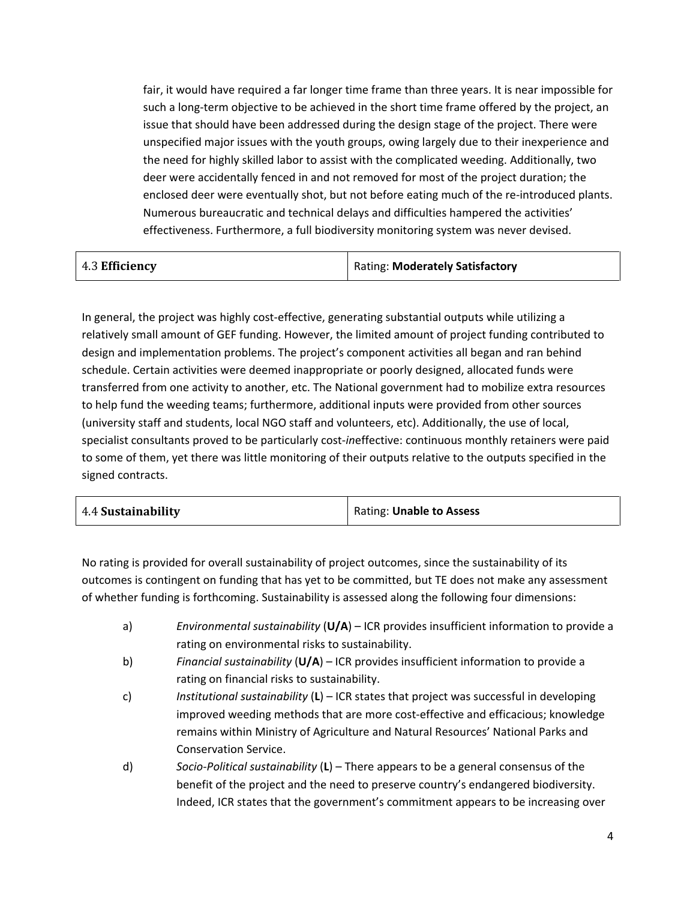fair, it would have required a far longer time frame than three years. It is near impossible for such a long-term objective to be achieved in the short time frame offered by the project, an issue that should have been addressed during the design stage of the project. There were unspecified major issues with the youth groups, owing largely due to their inexperience and the need for highly skilled labor to assist with the complicated weeding. Additionally, two deer were accidentally fenced in and not removed for most of the project duration; the enclosed deer were eventually shot, but not before eating much of the re-introduced plants. Numerous bureaucratic and technical delays and difficulties hampered the activities' effectiveness. Furthermore, a full biodiversity monitoring system was never devised.

| 4.3 **Efficiency** | Rating: **Moderately Satisfactory** |
|---|---|

In general, the project was highly cost-effective, generating substantial outputs while utilizing a relatively small amount of GEF funding. However, the limited amount of project funding contributed to design and implementation problems. The project's component activities all began and ran behind schedule. Certain activities were deemed inappropriate or poorly designed, allocated funds were transferred from one activity to another, etc. The National government had to mobilize extra resources to help fund the weeding teams; furthermore, additional inputs were provided from other sources (university staff and students, local NGO staff and volunteers, etc). Additionally, the use of local, specialist consultants proved to be particularly cost-*in*effective: continuous monthly retainers were paid to some of them, yet there was little monitoring of their outputs relative to the outputs specified in the signed contracts.

| 4.4 **Sustainability** | Rating: **Unable to Assess** |
|---|---|

No rating is provided for overall sustainability of project outcomes, since the sustainability of its outcomes is contingent on funding that has yet to be committed, but TE does not make any assessment of whether funding is forthcoming. Sustainability is assessed along the following four dimensions:

a) *Environmental sustainability* (**U/A**) – ICR provides insufficient information to provide a rating on environmental risks to sustainability.

b) *Financial sustainability* (**U/A**) – ICR provides insufficient information to provide a rating on financial risks to sustainability.

c) *Institutional sustainability* (**L**) – ICR states that project was successful in developing improved weeding methods that are more cost-effective and efficacious; knowledge remains within Ministry of Agriculture and Natural Resources' National Parks and Conservation Service.

d) *Socio-Political sustainability* (**L**) – There appears to be a general consensus of the benefit of the project and the need to preserve country's endangered biodiversity. Indeed, ICR states that the government's commitment appears to be increasing over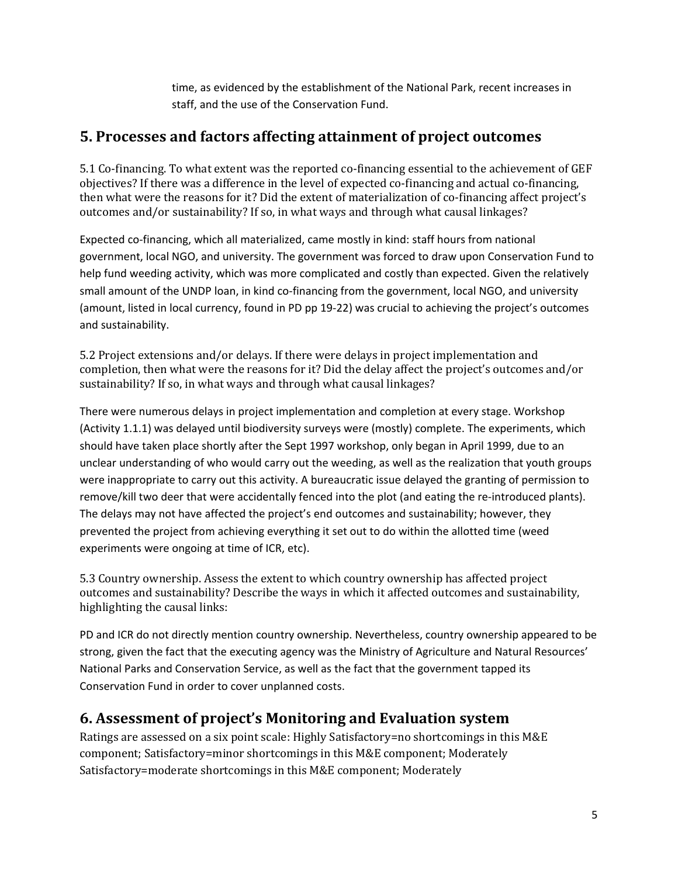time, as evidenced by the establishment of the National Park, recent increases in staff, and the use of the Conservation Fund.

## 5. Processes and factors affecting attainment of project outcomes

5.1 Co-financing. To what extent was the reported co-financing essential to the achievement of GEF objectives? If there was a difference in the level of expected co-financing and actual co-financing, then what were the reasons for it? Did the extent of materialization of co-financing affect project's outcomes and/or sustainability? If so, in what ways and through what causal linkages?

Expected co-financing, which all materialized, came mostly in kind: staff hours from national government, local NGO, and university. The government was forced to draw upon Conservation Fund to help fund weeding activity, which was more complicated and costly than expected. Given the relatively small amount of the UNDP loan, in kind co-financing from the government, local NGO, and university (amount, listed in local currency, found in PD pp 19-22) was crucial to achieving the project's outcomes and sustainability.

5.2 Project extensions and/or delays. If there were delays in project implementation and completion, then what were the reasons for it? Did the delay affect the project's outcomes and/or sustainability? If so, in what ways and through what causal linkages?

There were numerous delays in project implementation and completion at every stage. Workshop (Activity 1.1.1) was delayed until biodiversity surveys were (mostly) complete. The experiments, which should have taken place shortly after the Sept 1997 workshop, only began in April 1999, due to an unclear understanding of who would carry out the weeding, as well as the realization that youth groups were inappropriate to carry out this activity. A bureaucratic issue delayed the granting of permission to remove/kill two deer that were accidentally fenced into the plot (and eating the re-introduced plants). The delays may not have affected the project's end outcomes and sustainability; however, they prevented the project from achieving everything it set out to do within the allotted time (weed experiments were ongoing at time of ICR, etc).

5.3 Country ownership. Assess the extent to which country ownership has affected project outcomes and sustainability? Describe the ways in which it affected outcomes and sustainability, highlighting the causal links:

PD and ICR do not directly mention country ownership. Nevertheless, country ownership appeared to be strong, given the fact that the executing agency was the Ministry of Agriculture and Natural Resources' National Parks and Conservation Service, as well as the fact that the government tapped its Conservation Fund in order to cover unplanned costs.

## 6. Assessment of project's Monitoring and Evaluation system

Ratings are assessed on a six point scale: Highly Satisfactory=no shortcomings in this M&E component; Satisfactory=minor shortcomings in this M&E component; Moderately Satisfactory=moderate shortcomings in this M&E component; Moderately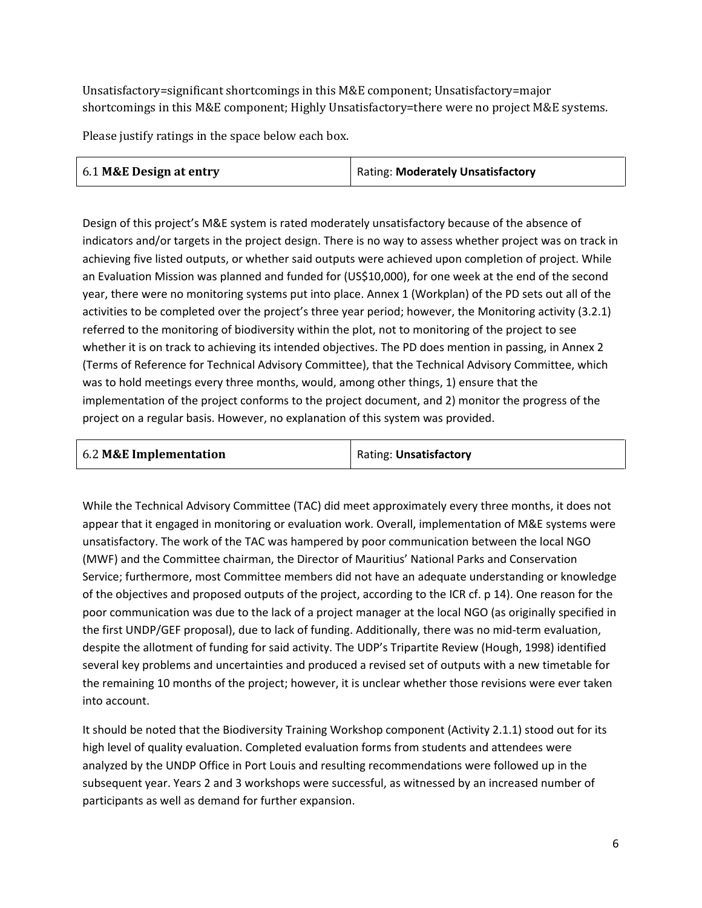Unsatisfactory=significant shortcomings in this M&E component; Unsatisfactory=major shortcomings in this M&E component; Highly Unsatisfactory=there were no project M&E systems.

Please justify ratings in the space below each box.

| 6.1 **M&E Design at entry** | Rating: **Moderately Unsatisfactory** |
|---|---|

Design of this project's M&E system is rated moderately unsatisfactory because of the absence of indicators and/or targets in the project design. There is no way to assess whether project was on track in achieving five listed outputs, or whether said outputs were achieved upon completion of project. While an Evaluation Mission was planned and funded for (US$10,000), for one week at the end of the second year, there were no monitoring systems put into place. Annex 1 (Workplan) of the PD sets out all of the activities to be completed over the project's three year period; however, the Monitoring activity (3.2.1) referred to the monitoring of biodiversity within the plot, not to monitoring of the project to see whether it is on track to achieving its intended objectives. The PD does mention in passing, in Annex 2 (Terms of Reference for Technical Advisory Committee), that the Technical Advisory Committee, which was to hold meetings every three months, would, among other things, 1) ensure that the implementation of the project conforms to the project document, and 2) monitor the progress of the project on a regular basis. However, no explanation of this system was provided.

| 6.2 **M&E Implementation** | Rating: **Unsatisfactory** |
|---|---|

While the Technical Advisory Committee (TAC) did meet approximately every three months, it does not appear that it engaged in monitoring or evaluation work. Overall, implementation of M&E systems were unsatisfactory. The work of the TAC was hampered by poor communication between the local NGO (MWF) and the Committee chairman, the Director of Mauritius' National Parks and Conservation Service; furthermore, most Committee members did not have an adequate understanding or knowledge of the objectives and proposed outputs of the project, according to the ICR cf. p 14). One reason for the poor communication was due to the lack of a project manager at the local NGO (as originally specified in the first UNDP/GEF proposal), due to lack of funding. Additionally, there was no mid-term evaluation, despite the allotment of funding for said activity. The UDP's Tripartite Review (Hough, 1998) identified several key problems and uncertainties and produced a revised set of outputs with a new timetable for the remaining 10 months of the project; however, it is unclear whether those revisions were ever taken into account.

It should be noted that the Biodiversity Training Workshop component (Activity 2.1.1) stood out for its high level of quality evaluation. Completed evaluation forms from students and attendees were analyzed by the UNDP Office in Port Louis and resulting recommendations were followed up in the subsequent year. Years 2 and 3 workshops were successful, as witnessed by an increased number of participants as well as demand for further expansion.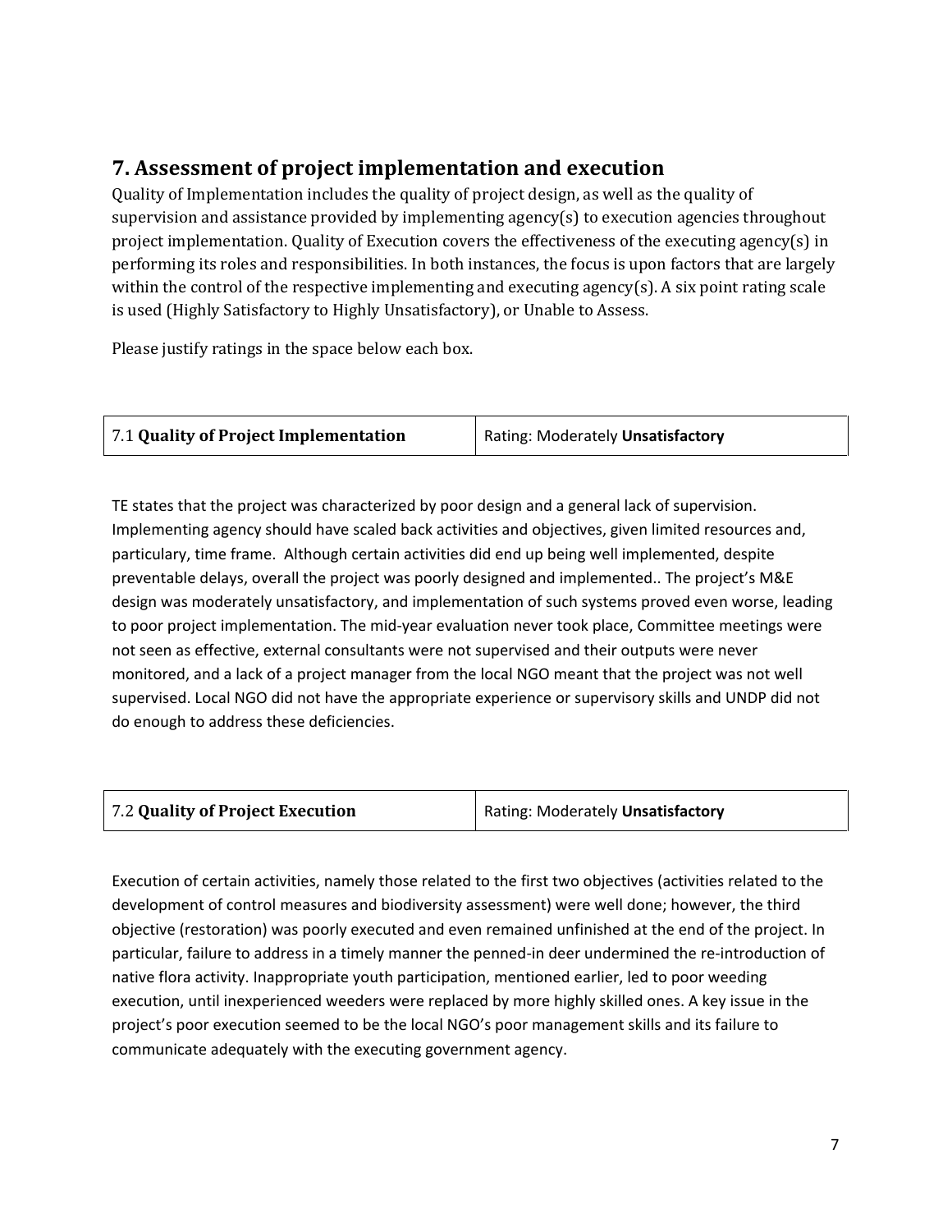## 7. Assessment of project implementation and execution

Quality of Implementation includes the quality of project design, as well as the quality of supervision and assistance provided by implementing agency(s) to execution agencies throughout project implementation. Quality of Execution covers the effectiveness of the executing agency(s) in performing its roles and responsibilities. In both instances, the focus is upon factors that are largely within the control of the respective implementing and executing agency(s). A six point rating scale is used (Highly Satisfactory to Highly Unsatisfactory), or Unable to Assess.

Please justify ratings in the space below each box.

| 7.1 **Quality of Project Implementation** | Rating: Moderately **Unsatisfactory** |
|---|---|

TE states that the project was characterized by poor design and a general lack of supervision. Implementing agency should have scaled back activities and objectives, given limited resources and, particulary, time frame. Although certain activities did end up being well implemented, despite preventable delays, overall the project was poorly designed and implemented.. The project's M&E design was moderately unsatisfactory, and implementation of such systems proved even worse, leading to poor project implementation. The mid-year evaluation never took place, Committee meetings were not seen as effective, external consultants were not supervised and their outputs were never monitored, and a lack of a project manager from the local NGO meant that the project was not well supervised. Local NGO did not have the appropriate experience or supervisory skills and UNDP did not do enough to address these deficiencies.

| 7.2 **Quality of Project Execution** | Rating: Moderately **Unsatisfactory** |
|---|---|

Execution of certain activities, namely those related to the first two objectives (activities related to the development of control measures and biodiversity assessment) were well done; however, the third objective (restoration) was poorly executed and even remained unfinished at the end of the project. In particular, failure to address in a timely manner the penned-in deer undermined the re-introduction of native flora activity. Inappropriate youth participation, mentioned earlier, led to poor weeding execution, until inexperienced weeders were replaced by more highly skilled ones. A key issue in the project's poor execution seemed to be the local NGO's poor management skills and its failure to communicate adequately with the executing government agency.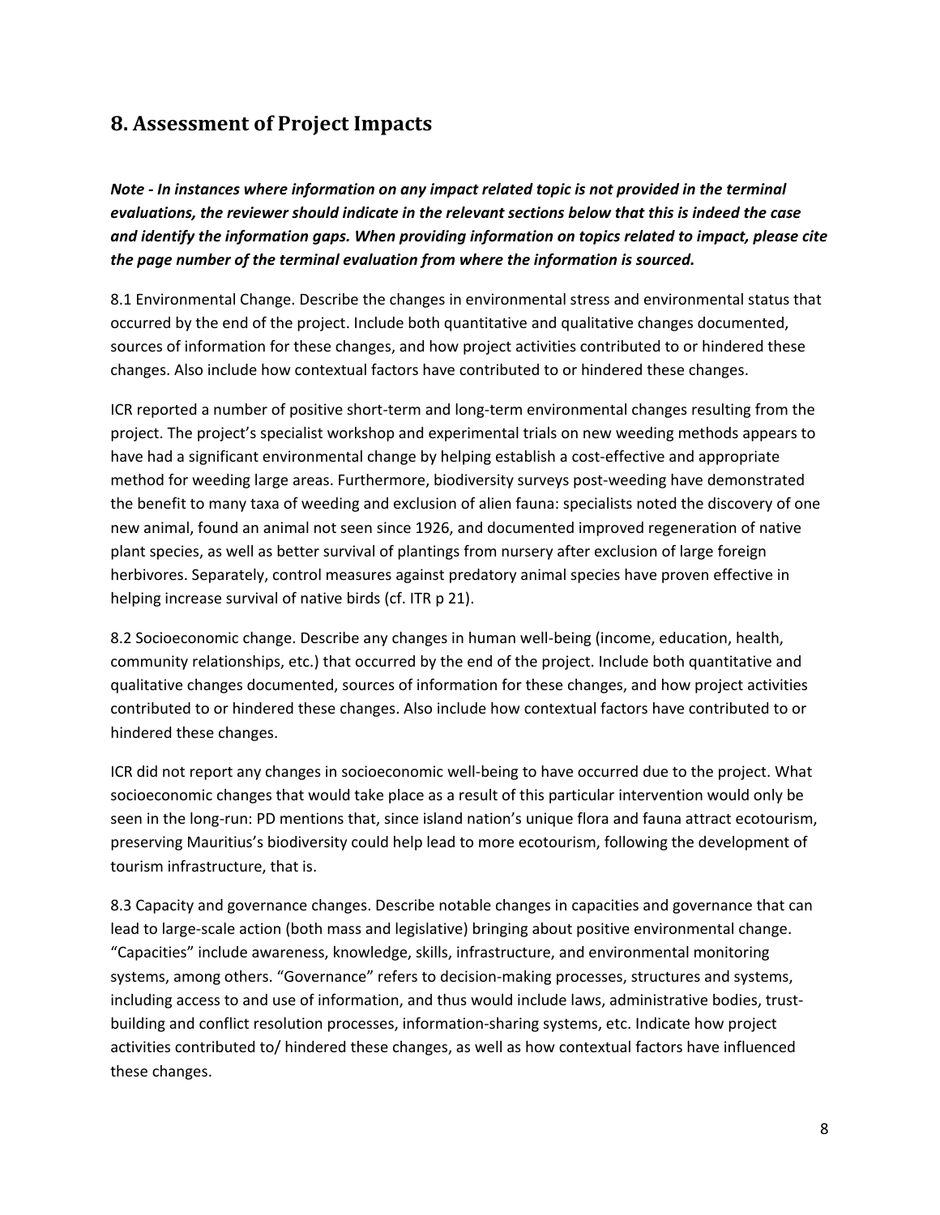## 8. Assessment of Project Impacts

***Note - In instances where information on any impact related topic is not provided in the terminal evaluations, the reviewer should indicate in the relevant sections below that this is indeed the case and identify the information gaps. When providing information on topics related to impact, please cite the page number of the terminal evaluation from where the information is sourced.***

8.1 Environmental Change. Describe the changes in environmental stress and environmental status that occurred by the end of the project. Include both quantitative and qualitative changes documented, sources of information for these changes, and how project activities contributed to or hindered these changes. Also include how contextual factors have contributed to or hindered these changes.

ICR reported a number of positive short-term and long-term environmental changes resulting from the project. The project's specialist workshop and experimental trials on new weeding methods appears to have had a significant environmental change by helping establish a cost-effective and appropriate method for weeding large areas. Furthermore, biodiversity surveys post-weeding have demonstrated the benefit to many taxa of weeding and exclusion of alien fauna: specialists noted the discovery of one new animal, found an animal not seen since 1926, and documented improved regeneration of native plant species, as well as better survival of plantings from nursery after exclusion of large foreign herbivores. Separately, control measures against predatory animal species have proven effective in helping increase survival of native birds (cf. ITR p 21).

8.2 Socioeconomic change. Describe any changes in human well-being (income, education, health, community relationships, etc.) that occurred by the end of the project. Include both quantitative and qualitative changes documented, sources of information for these changes, and how project activities contributed to or hindered these changes. Also include how contextual factors have contributed to or hindered these changes.

ICR did not report any changes in socioeconomic well-being to have occurred due to the project. What socioeconomic changes that would take place as a result of this particular intervention would only be seen in the long-run: PD mentions that, since island nation's unique flora and fauna attract ecotourism, preserving Mauritius's biodiversity could help lead to more ecotourism, following the development of tourism infrastructure, that is.

8.3 Capacity and governance changes. Describe notable changes in capacities and governance that can lead to large-scale action (both mass and legislative) bringing about positive environmental change. "Capacities" include awareness, knowledge, skills, infrastructure, and environmental monitoring systems, among others. "Governance" refers to decision-making processes, structures and systems, including access to and use of information, and thus would include laws, administrative bodies, trust-building and conflict resolution processes, information-sharing systems, etc. Indicate how project activities contributed to/ hindered these changes, as well as how contextual factors have influenced these changes.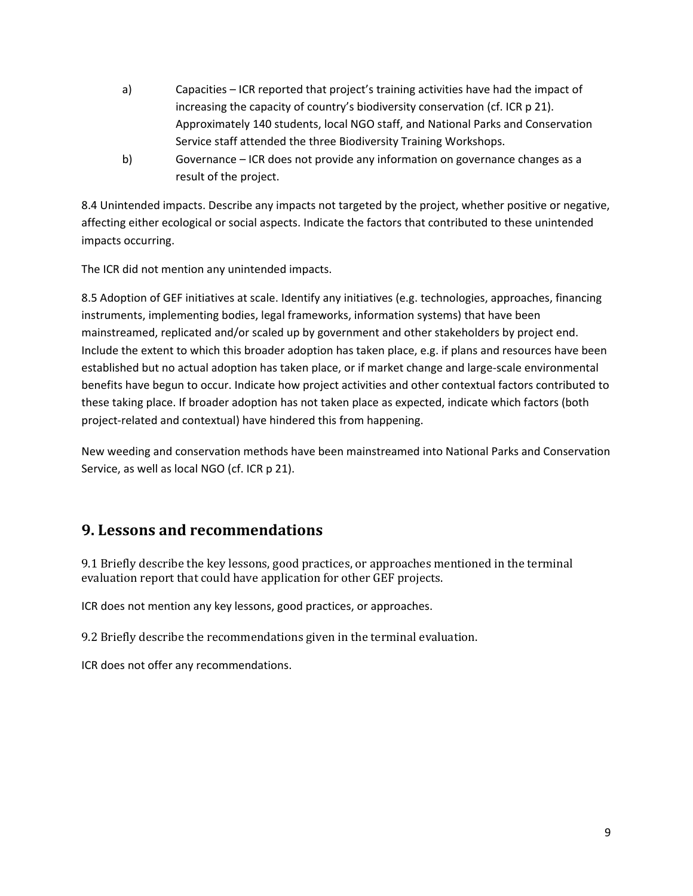a) Capacities – ICR reported that project's training activities have had the impact of increasing the capacity of country's biodiversity conservation (cf. ICR p 21). Approximately 140 students, local NGO staff, and National Parks and Conservation Service staff attended the three Biodiversity Training Workshops.

b) Governance – ICR does not provide any information on governance changes as a result of the project.

8.4 Unintended impacts. Describe any impacts not targeted by the project, whether positive or negative, affecting either ecological or social aspects. Indicate the factors that contributed to these unintended impacts occurring.

The ICR did not mention any unintended impacts.

8.5 Adoption of GEF initiatives at scale. Identify any initiatives (e.g. technologies, approaches, financing instruments, implementing bodies, legal frameworks, information systems) that have been mainstreamed, replicated and/or scaled up by government and other stakeholders by project end. Include the extent to which this broader adoption has taken place, e.g. if plans and resources have been established but no actual adoption has taken place, or if market change and large-scale environmental benefits have begun to occur. Indicate how project activities and other contextual factors contributed to these taking place. If broader adoption has not taken place as expected, indicate which factors (both project-related and contextual) have hindered this from happening.

New weeding and conservation methods have been mainstreamed into National Parks and Conservation Service, as well as local NGO (cf. ICR p 21).

## 9. Lessons and recommendations

9.1 Briefly describe the key lessons, good practices, or approaches mentioned in the terminal evaluation report that could have application for other GEF projects.

ICR does not mention any key lessons, good practices, or approaches.

9.2 Briefly describe the recommendations given in the terminal evaluation.

ICR does not offer any recommendations.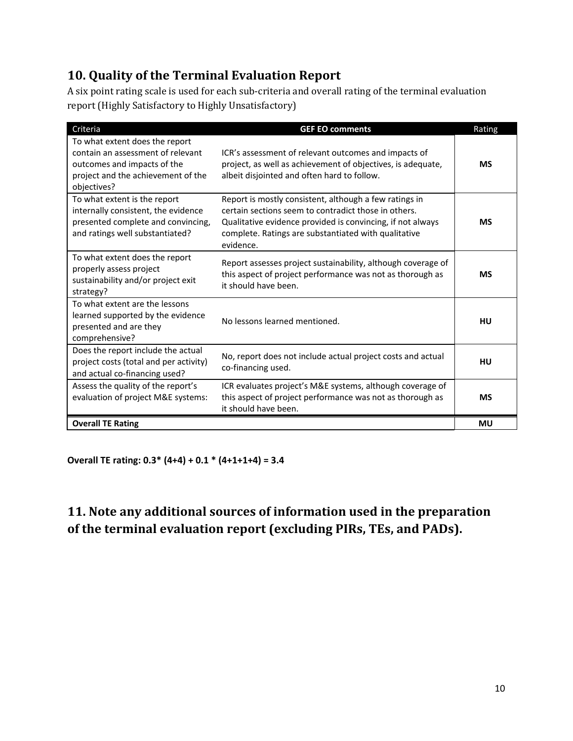## 10. Quality of the Terminal Evaluation Report

A six point rating scale is used for each sub-criteria and overall rating of the terminal evaluation report (Highly Satisfactory to Highly Unsatisfactory)

| Criteria | GEF EO comments | Rating |
|---|---|---|
| To what extent does the report contain an assessment of relevant outcomes and impacts of the project and the achievement of the objectives? | ICR's assessment of relevant outcomes and impacts of project, as well as achievement of objectives, is adequate, albeit disjointed and often hard to follow. | **MS** |
| To what extent is the report internally consistent, the evidence presented complete and convincing, and ratings well substantiated? | Report is mostly consistent, although a few ratings in certain sections seem to contradict those in others. Qualitative evidence provided is convincing, if not always complete. Ratings are substantiated with qualitative evidence. | **MS** |
| To what extent does the report properly assess project sustainability and/or project exit strategy? | Report assesses project sustainability, although coverage of this aspect of project performance was not as thorough as it should have been. | **MS** |
| To what extent are the lessons learned supported by the evidence presented and are they comprehensive? | No lessons learned mentioned. | **HU** |
| Does the report include the actual project costs (total and per activity) and actual co-financing used? | No, report does not include actual project costs and actual co-financing used. | **HU** |
| Assess the quality of the report's evaluation of project M&E systems: | ICR evaluates project's M&E systems, although coverage of this aspect of project performance was not as thorough as it should have been. | **MS** |
| **Overall TE Rating** | | **MU** |

**Overall TE rating: 0.3* (4+4) + 0.1 * (4+1+1+4) = 3.4**

## 11. Note any additional sources of information used in the preparation of the terminal evaluation report (excluding PIRs, TEs, and PADs).